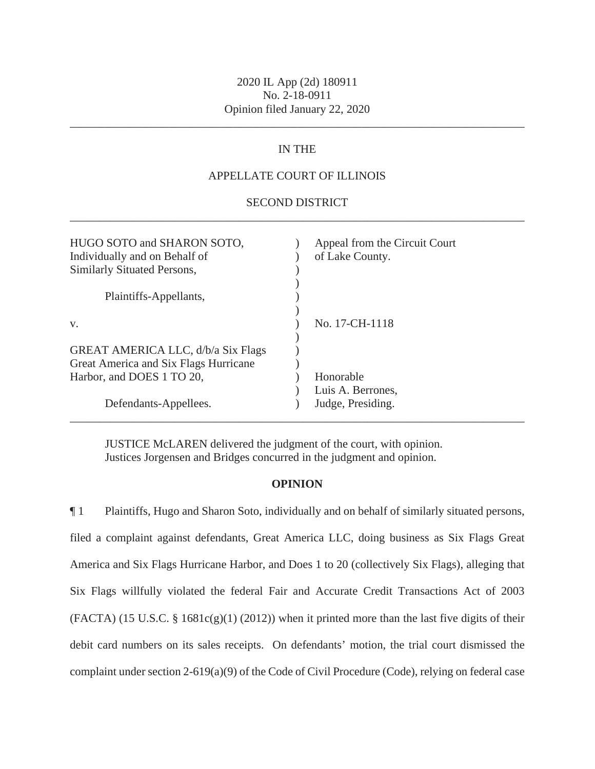2020 IL App (2d) 180911
No. 2-18-0911
Opinion filed January 22, 2020

---

IN THE

APPELLATE COURT OF ILLINOIS

SECOND DISTRICT

---

| | | |
|---|---|---|
| HUGO SOTO and SHARON SOTO, Individually and on Behalf of Similarly Situated Persons, | ) | Appeal from the Circuit Court of Lake County. |
| Plaintiffs-Appellants, | ) | |
| v. | ) | No. 17-CH-1118 |
| GREAT AMERICA LLC, d/b/a Six Flags Great America and Six Flags Hurricane Harbor, and DOES 1 TO 20, | ) | Honorable Luis A. Berrones, |
| Defendants-Appellees. | ) | Judge, Presiding. |

---

JUSTICE McLAREN delivered the judgment of the court, with opinion.
Justices Jorgensen and Bridges concurred in the judgment and opinion.

**OPINION**

¶ 1 Plaintiffs, Hugo and Sharon Soto, individually and on behalf of similarly situated persons, filed a complaint against defendants, Great America LLC, doing business as Six Flags Great America and Six Flags Hurricane Harbor, and Does 1 to 20 (collectively Six Flags), alleging that Six Flags willfully violated the federal Fair and Accurate Credit Transactions Act of 2003 (FACTA) (15 U.S.C. § 1681c(g)(1) (2012)) when it printed more than the last five digits of their debit card numbers on its sales receipts. On defendants' motion, the trial court dismissed the complaint under section 2-619(a)(9) of the Code of Civil Procedure (Code), relying on federal case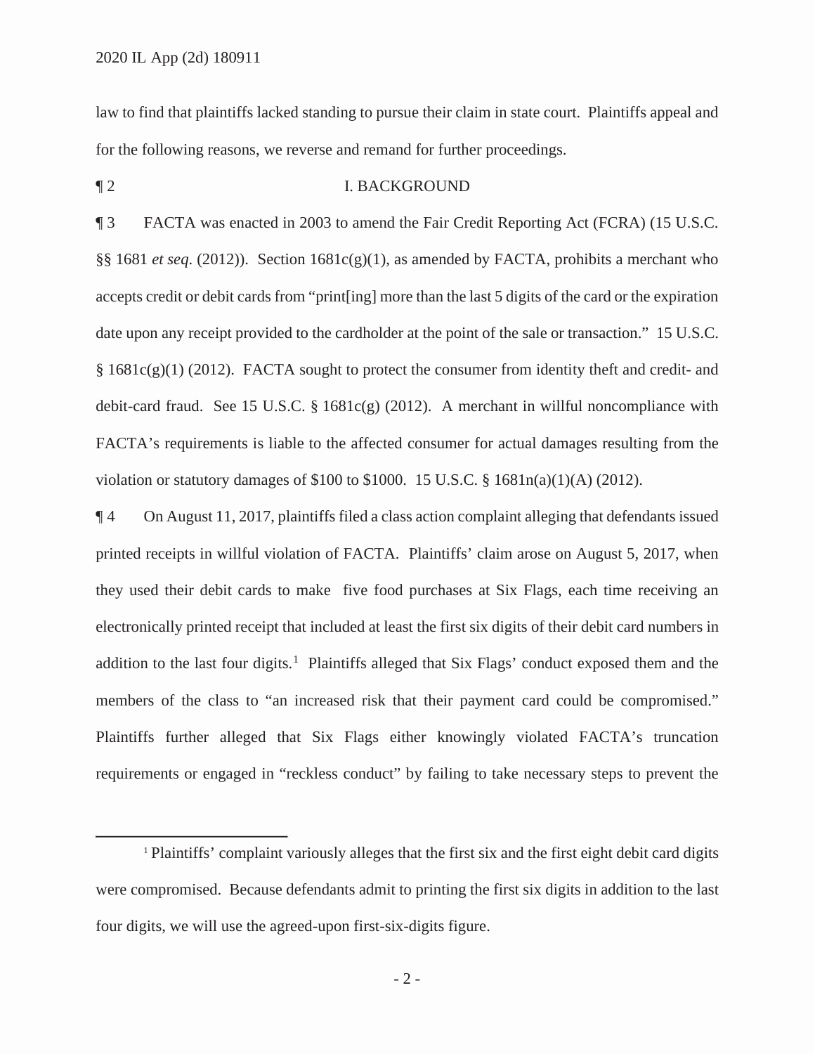law to find that plaintiffs lacked standing to pursue their claim in state court. Plaintiffs appeal and for the following reasons, we reverse and remand for further proceedings.

¶ 2 I. BACKGROUND

¶ 3 FACTA was enacted in 2003 to amend the Fair Credit Reporting Act (FCRA) (15 U.S.C. §§ 1681 *et seq*. (2012)). Section 1681c(g)(1), as amended by FACTA, prohibits a merchant who accepts credit or debit cards from "print[ing] more than the last 5 digits of the card or the expiration date upon any receipt provided to the cardholder at the point of the sale or transaction." 15 U.S.C. § 1681c(g)(1) (2012). FACTA sought to protect the consumer from identity theft and credit- and debit-card fraud. See 15 U.S.C. § 1681c(g) (2012). A merchant in willful noncompliance with FACTA's requirements is liable to the affected consumer for actual damages resulting from the violation or statutory damages of $100 to $1000. 15 U.S.C. § 1681n(a)(1)(A) (2012).

¶ 4 On August 11, 2017, plaintiffs filed a class action complaint alleging that defendants issued printed receipts in willful violation of FACTA. Plaintiffs' claim arose on August 5, 2017, when they used their debit cards to make five food purchases at Six Flags, each time receiving an electronically printed receipt that included at least the first six digits of their debit card numbers in addition to the last four digits.[1] Plaintiffs alleged that Six Flags' conduct exposed them and the members of the class to "an increased risk that their payment card could be compromised." Plaintiffs further alleged that Six Flags either knowingly violated FACTA's truncation requirements or engaged in "reckless conduct" by failing to take necessary steps to prevent the

---

[1] Plaintiffs' complaint variously alleges that the first six and the first eight debit card digits were compromised. Because defendants admit to printing the first six digits in addition to the last four digits, we will use the agreed-upon first-six-digits figure.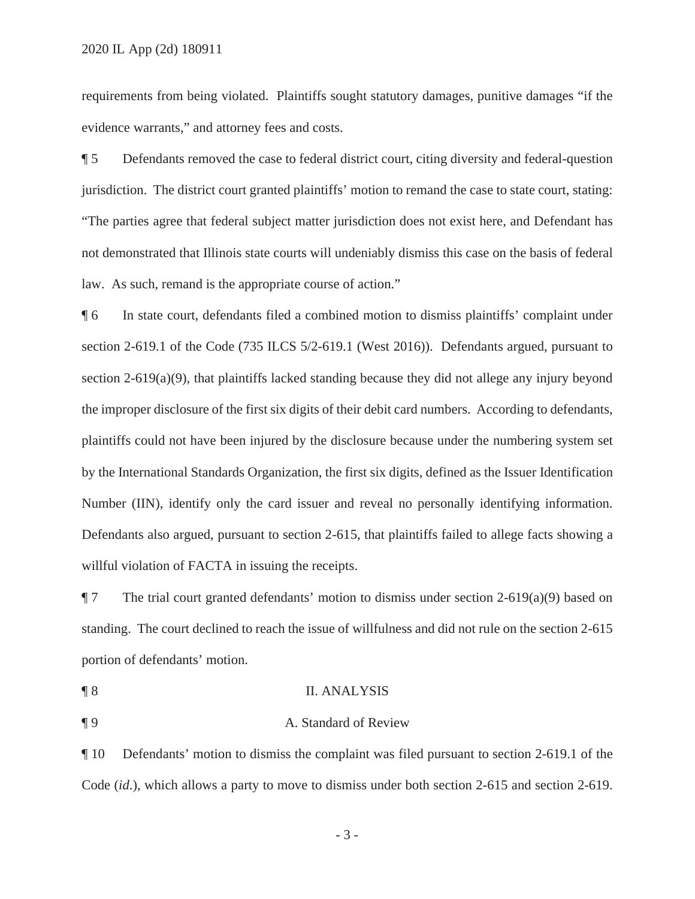requirements from being violated. Plaintiffs sought statutory damages, punitive damages "if the evidence warrants," and attorney fees and costs.

¶ 5 Defendants removed the case to federal district court, citing diversity and federal-question jurisdiction. The district court granted plaintiffs' motion to remand the case to state court, stating: "The parties agree that federal subject matter jurisdiction does not exist here, and Defendant has not demonstrated that Illinois state courts will undeniably dismiss this case on the basis of federal law. As such, remand is the appropriate course of action."

¶ 6 In state court, defendants filed a combined motion to dismiss plaintiffs' complaint under section 2-619.1 of the Code (735 ILCS 5/2-619.1 (West 2016)). Defendants argued, pursuant to section 2-619(a)(9), that plaintiffs lacked standing because they did not allege any injury beyond the improper disclosure of the first six digits of their debit card numbers. According to defendants, plaintiffs could not have been injured by the disclosure because under the numbering system set by the International Standards Organization, the first six digits, defined as the Issuer Identification Number (IIN), identify only the card issuer and reveal no personally identifying information. Defendants also argued, pursuant to section 2-615, that plaintiffs failed to allege facts showing a willful violation of FACTA in issuing the receipts.

¶ 7 The trial court granted defendants' motion to dismiss under section 2-619(a)(9) based on standing. The court declined to reach the issue of willfulness and did not rule on the section 2-615 portion of defendants' motion.

## ¶ 8 II. ANALYSIS

### ¶ 9 A. Standard of Review

¶ 10 Defendants' motion to dismiss the complaint was filed pursuant to section 2-619.1 of the Code (*id.*), which allows a party to move to dismiss under both section 2-615 and section 2-619.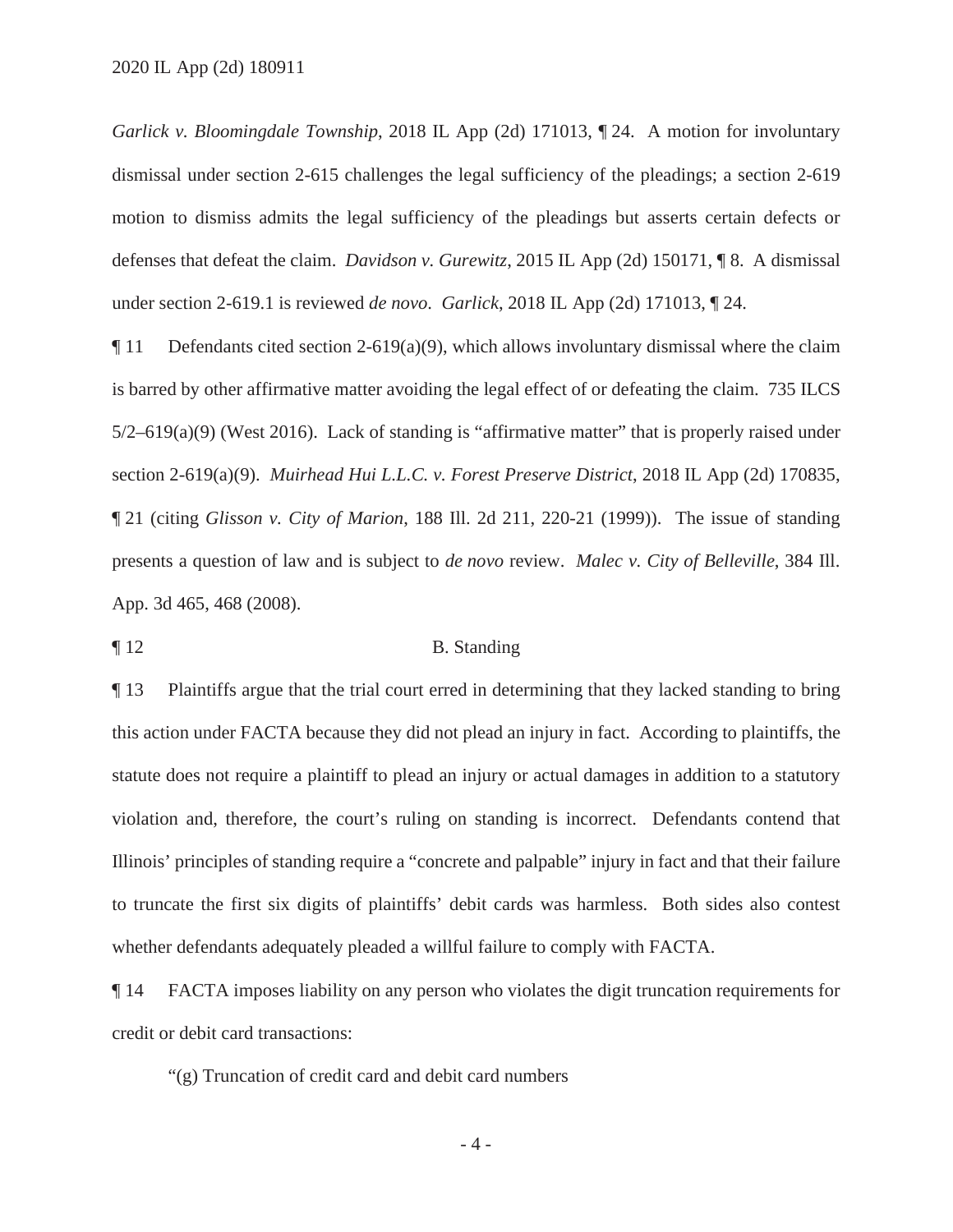*Garlick v. Bloomingdale Township*, 2018 IL App (2d) 171013, ¶ 24. A motion for involuntary dismissal under section 2-615 challenges the legal sufficiency of the pleadings; a section 2-619 motion to dismiss admits the legal sufficiency of the pleadings but asserts certain defects or defenses that defeat the claim. *Davidson v. Gurewitz*, 2015 IL App (2d) 150171, ¶ 8. A dismissal under section 2-619.1 is reviewed *de novo*. *Garlick*, 2018 IL App (2d) 171013, ¶ 24.

¶ 11 Defendants cited section 2-619(a)(9), which allows involuntary dismissal where the claim is barred by other affirmative matter avoiding the legal effect of or defeating the claim. 735 ILCS 5/2–619(a)(9) (West 2016). Lack of standing is "affirmative matter" that is properly raised under section 2-619(a)(9). *Muirhead Hui L.L.C. v. Forest Preserve District*, 2018 IL App (2d) 170835, ¶ 21 (citing *Glisson v. City of Marion*, 188 Ill. 2d 211, 220-21 (1999)). The issue of standing presents a question of law and is subject to *de novo* review. *Malec v. City of Belleville*, 384 Ill. App. 3d 465, 468 (2008).

¶ 12 B. Standing

¶ 13 Plaintiffs argue that the trial court erred in determining that they lacked standing to bring this action under FACTA because they did not plead an injury in fact. According to plaintiffs, the statute does not require a plaintiff to plead an injury or actual damages in addition to a statutory violation and, therefore, the court's ruling on standing is incorrect. Defendants contend that Illinois' principles of standing require a "concrete and palpable" injury in fact and that their failure to truncate the first six digits of plaintiffs' debit cards was harmless. Both sides also contest whether defendants adequately pleaded a willful failure to comply with FACTA.

¶ 14 FACTA imposes liability on any person who violates the digit truncation requirements for credit or debit card transactions:

"(g) Truncation of credit card and debit card numbers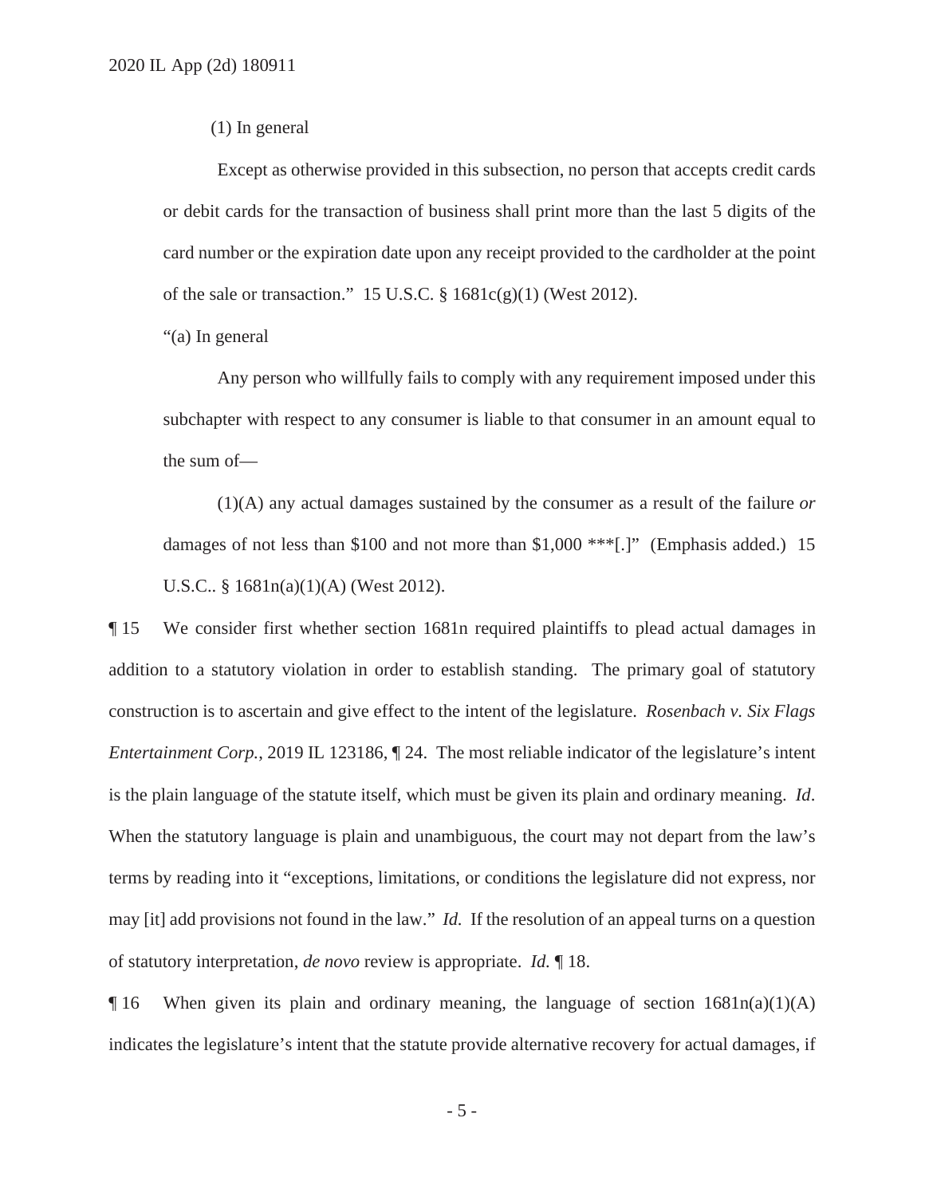(1) In general

Except as otherwise provided in this subsection, no person that accepts credit cards or debit cards for the transaction of business shall print more than the last 5 digits of the card number or the expiration date upon any receipt provided to the cardholder at the point of the sale or transaction." 15 U.S.C. § 1681c(g)(1) (West 2012).

"(a) In general

Any person who willfully fails to comply with any requirement imposed under this subchapter with respect to any consumer is liable to that consumer in an amount equal to the sum of—

(1)(A) any actual damages sustained by the consumer as a result of the failure *or* damages of not less than $100 and not more than $1,000 ***[.]" (Emphasis added.) 15 U.S.C.. § 1681n(a)(1)(A) (West 2012).

¶ 15 We consider first whether section 1681n required plaintiffs to plead actual damages in addition to a statutory violation in order to establish standing. The primary goal of statutory construction is to ascertain and give effect to the intent of the legislature. *Rosenbach v. Six Flags Entertainment Corp.*, 2019 IL 123186, ¶ 24. The most reliable indicator of the legislature's intent is the plain language of the statute itself, which must be given its plain and ordinary meaning. *Id*. When the statutory language is plain and unambiguous, the court may not depart from the law's terms by reading into it "exceptions, limitations, or conditions the legislature did not express, nor may [it] add provisions not found in the law." *Id.* If the resolution of an appeal turns on a question of statutory interpretation, *de novo* review is appropriate. *Id.* ¶ 18.

¶ 16 When given its plain and ordinary meaning, the language of section 1681n(a)(1)(A) indicates the legislature's intent that the statute provide alternative recovery for actual damages, if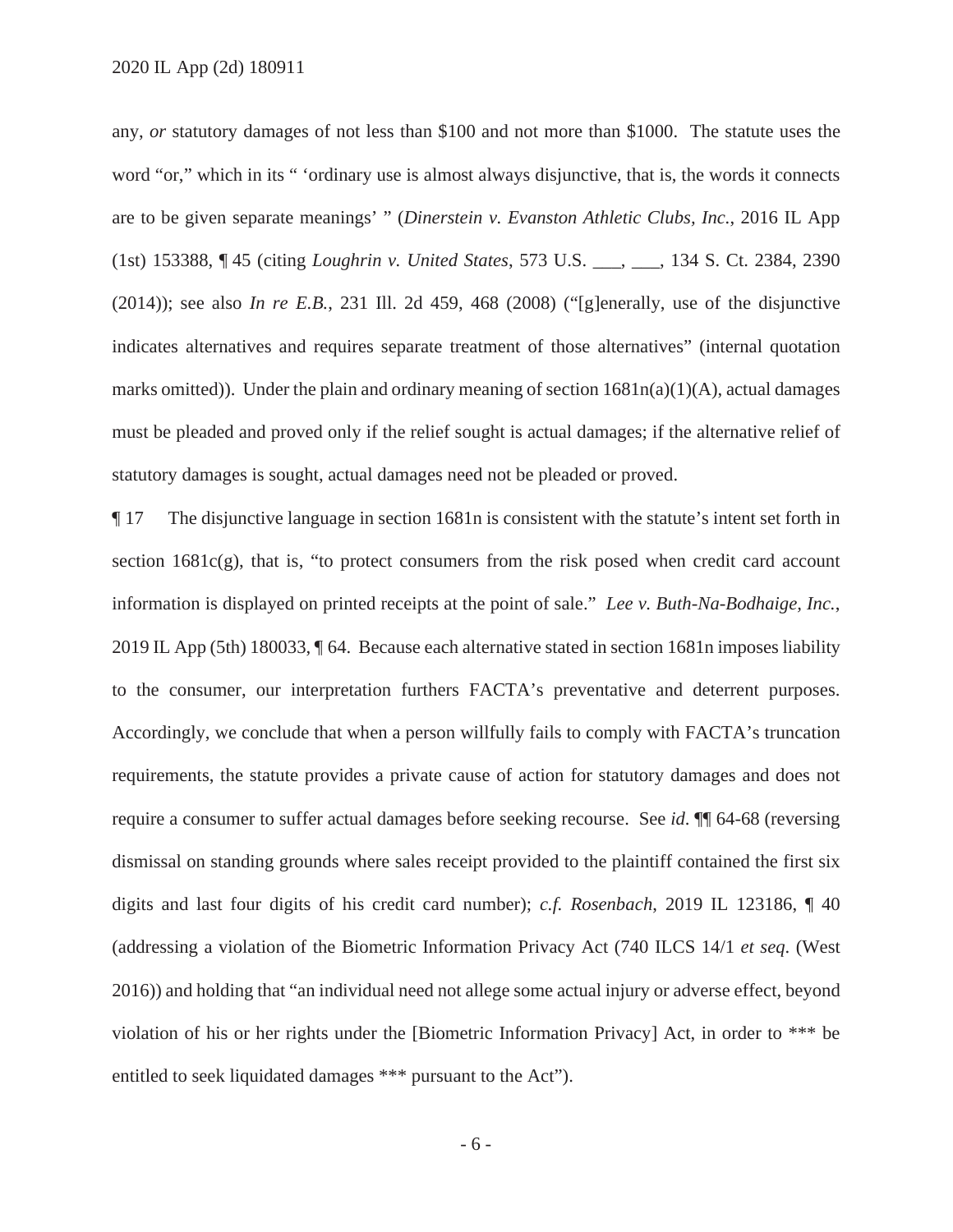any, *or* statutory damages of not less than $100 and not more than $1000. The statute uses the word "or," which in its " 'ordinary use is almost always disjunctive, that is, the words it connects are to be given separate meanings' " (*Dinerstein v. Evanston Athletic Clubs, Inc.*, 2016 IL App (1st) 153388, ¶ 45 (citing *Loughrin v. United States*, 573 U.S. ___, ___, 134 S. Ct. 2384, 2390 (2014)); see also *In re E.B.*, 231 Ill. 2d 459, 468 (2008) ("[g]enerally, use of the disjunctive indicates alternatives and requires separate treatment of those alternatives" (internal quotation marks omitted)). Under the plain and ordinary meaning of section 1681n(a)(1)(A), actual damages must be pleaded and proved only if the relief sought is actual damages; if the alternative relief of statutory damages is sought, actual damages need not be pleaded or proved.

¶ 17 The disjunctive language in section 1681n is consistent with the statute's intent set forth in section 1681c(g), that is, "to protect consumers from the risk posed when credit card account information is displayed on printed receipts at the point of sale." *Lee v. Buth-Na-Bodhaige, Inc.*, 2019 IL App (5th) 180033, ¶ 64. Because each alternative stated in section 1681n imposes liability to the consumer, our interpretation furthers FACTA's preventative and deterrent purposes. Accordingly, we conclude that when a person willfully fails to comply with FACTA's truncation requirements, the statute provides a private cause of action for statutory damages and does not require a consumer to suffer actual damages before seeking recourse. See *id.* ¶¶ 64-68 (reversing dismissal on standing grounds where sales receipt provided to the plaintiff contained the first six digits and last four digits of his credit card number); *c.f. Rosenbach*, 2019 IL 123186, ¶ 40 (addressing a violation of the Biometric Information Privacy Act (740 ILCS 14/1 *et seq.* (West 2016)) and holding that "an individual need not allege some actual injury or adverse effect, beyond violation of his or her rights under the [Biometric Information Privacy] Act, in order to *** be entitled to seek liquidated damages *** pursuant to the Act").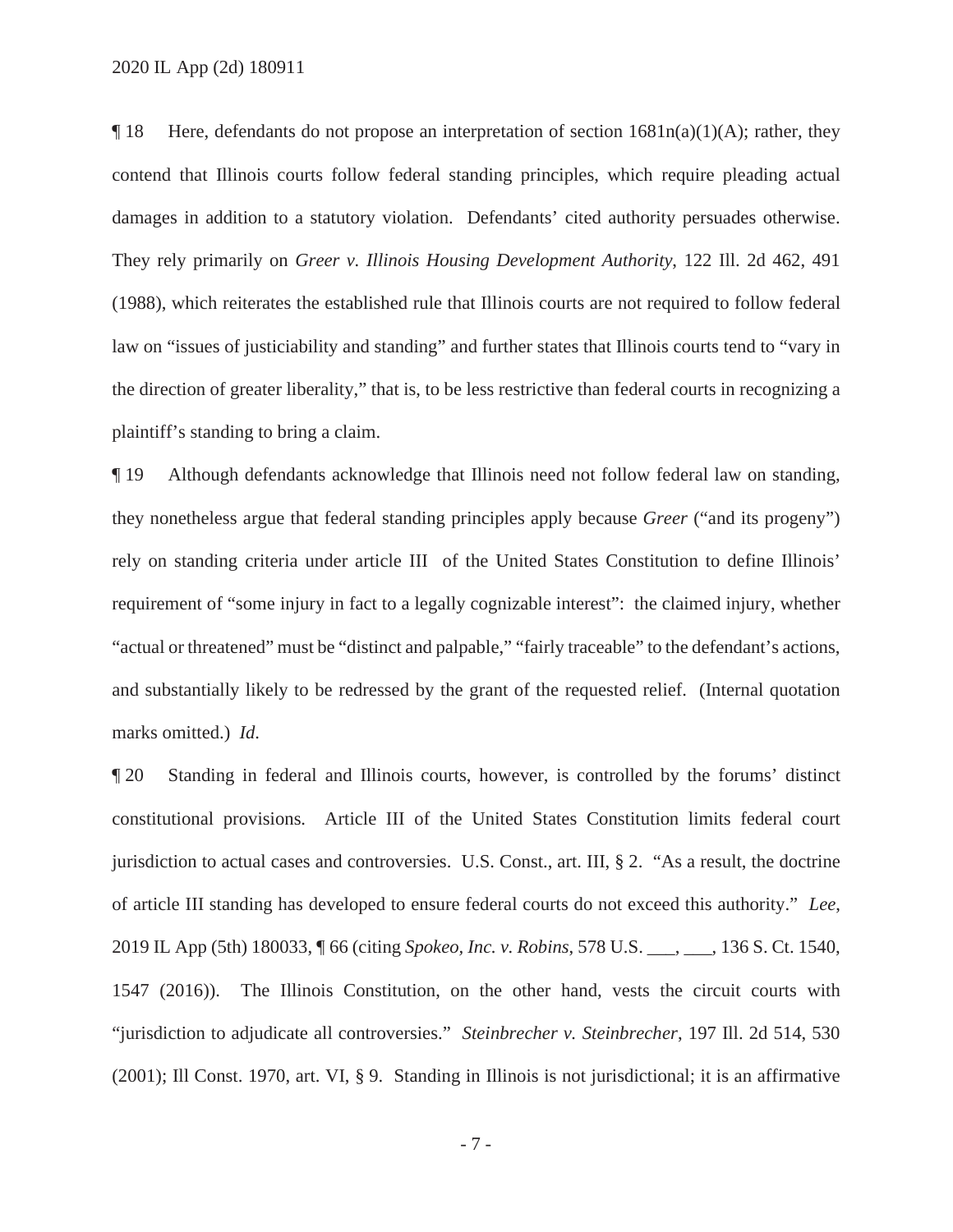¶ 18 Here, defendants do not propose an interpretation of section 1681n(a)(1)(A); rather, they contend that Illinois courts follow federal standing principles, which require pleading actual damages in addition to a statutory violation. Defendants' cited authority persuades otherwise. They rely primarily on *Greer v. Illinois Housing Development Authority*, 122 Ill. 2d 462, 491 (1988), which reiterates the established rule that Illinois courts are not required to follow federal law on "issues of justiciability and standing" and further states that Illinois courts tend to "vary in the direction of greater liberality," that is, to be less restrictive than federal courts in recognizing a plaintiff's standing to bring a claim.

¶ 19 Although defendants acknowledge that Illinois need not follow federal law on standing, they nonetheless argue that federal standing principles apply because *Greer* ("and its progeny") rely on standing criteria under article III of the United States Constitution to define Illinois' requirement of "some injury in fact to a legally cognizable interest": the claimed injury, whether "actual or threatened" must be "distinct and palpable," "fairly traceable" to the defendant's actions, and substantially likely to be redressed by the grant of the requested relief. (Internal quotation marks omitted.) *Id.*

¶ 20 Standing in federal and Illinois courts, however, is controlled by the forums' distinct constitutional provisions. Article III of the United States Constitution limits federal court jurisdiction to actual cases and controversies. U.S. Const., art. III, § 2. "As a result, the doctrine of article III standing has developed to ensure federal courts do not exceed this authority." *Lee*, 2019 IL App (5th) 180033, ¶ 66 (citing *Spokeo, Inc. v. Robins*, 578 U.S. ___, ___, 136 S. Ct. 1540, 1547 (2016)). The Illinois Constitution, on the other hand, vests the circuit courts with "jurisdiction to adjudicate all controversies." *Steinbrecher v. Steinbrecher*, 197 Ill. 2d 514, 530 (2001); Ill Const. 1970, art. VI, § 9. Standing in Illinois is not jurisdictional; it is an affirmative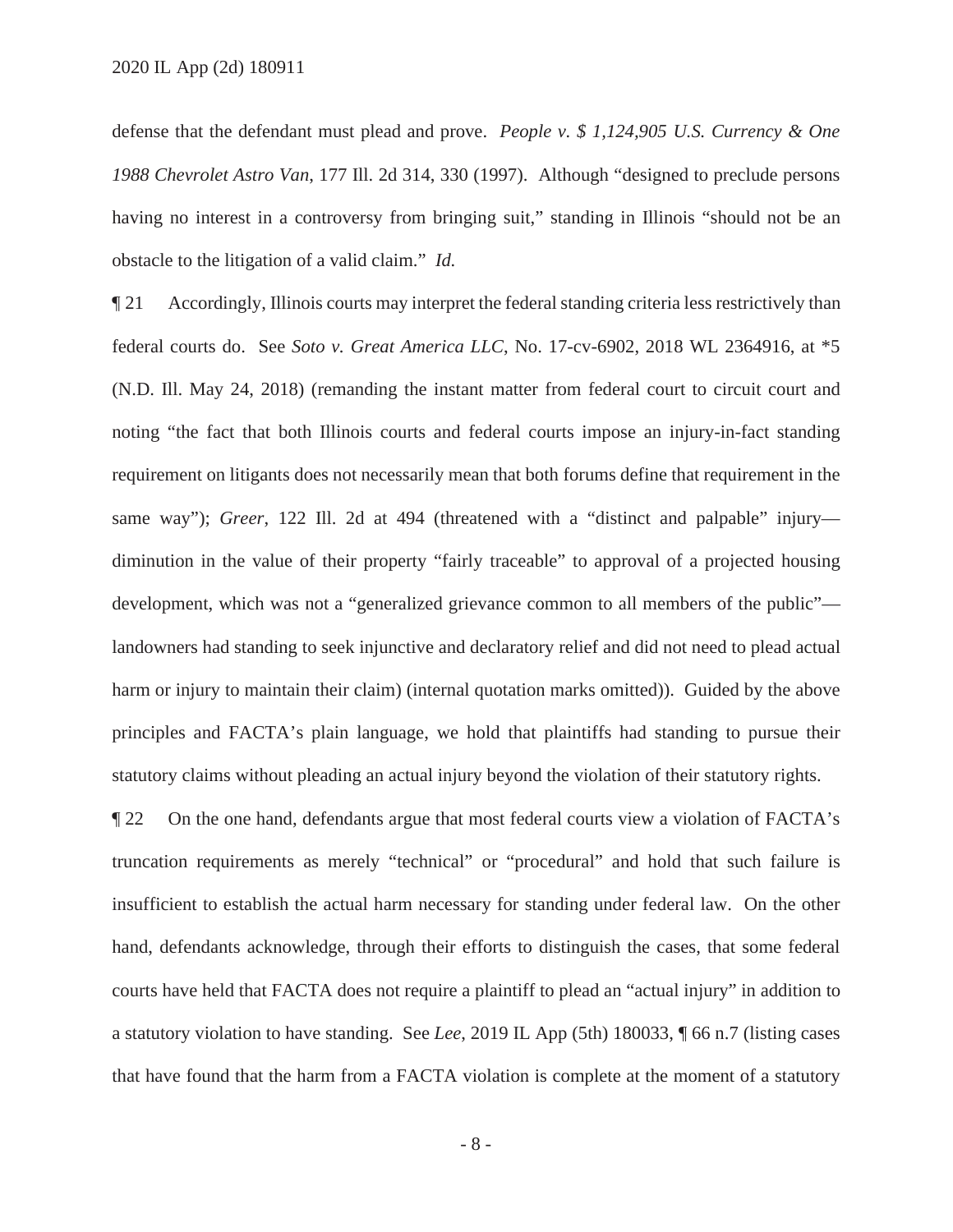defense that the defendant must plead and prove. *People v. $ 1,124,905 U.S. Currency & One 1988 Chevrolet Astro Van*, 177 Ill. 2d 314, 330 (1997). Although "designed to preclude persons having no interest in a controversy from bringing suit," standing in Illinois "should not be an obstacle to the litigation of a valid claim." *Id.*

¶ 21 Accordingly, Illinois courts may interpret the federal standing criteria less restrictively than federal courts do. See *Soto v. Great America LLC*, No. 17-cv-6902, 2018 WL 2364916, at *5 (N.D. Ill. May 24, 2018) (remanding the instant matter from federal court to circuit court and noting "the fact that both Illinois courts and federal courts impose an injury-in-fact standing requirement on litigants does not necessarily mean that both forums define that requirement in the same way"); *Greer*, 122 Ill. 2d at 494 (threatened with a "distinct and palpable" injury—diminution in the value of their property "fairly traceable" to approval of a projected housing development, which was not a "generalized grievance common to all members of the public"—landowners had standing to seek injunctive and declaratory relief and did not need to plead actual harm or injury to maintain their claim) (internal quotation marks omitted)). Guided by the above principles and FACTA's plain language, we hold that plaintiffs had standing to pursue their statutory claims without pleading an actual injury beyond the violation of their statutory rights.

¶ 22 On the one hand, defendants argue that most federal courts view a violation of FACTA's truncation requirements as merely "technical" or "procedural" and hold that such failure is insufficient to establish the actual harm necessary for standing under federal law. On the other hand, defendants acknowledge, through their efforts to distinguish the cases, that some federal courts have held that FACTA does not require a plaintiff to plead an "actual injury" in addition to a statutory violation to have standing. See *Lee*, 2019 IL App (5th) 180033, ¶ 66 n.7 (listing cases that have found that the harm from a FACTA violation is complete at the moment of a statutory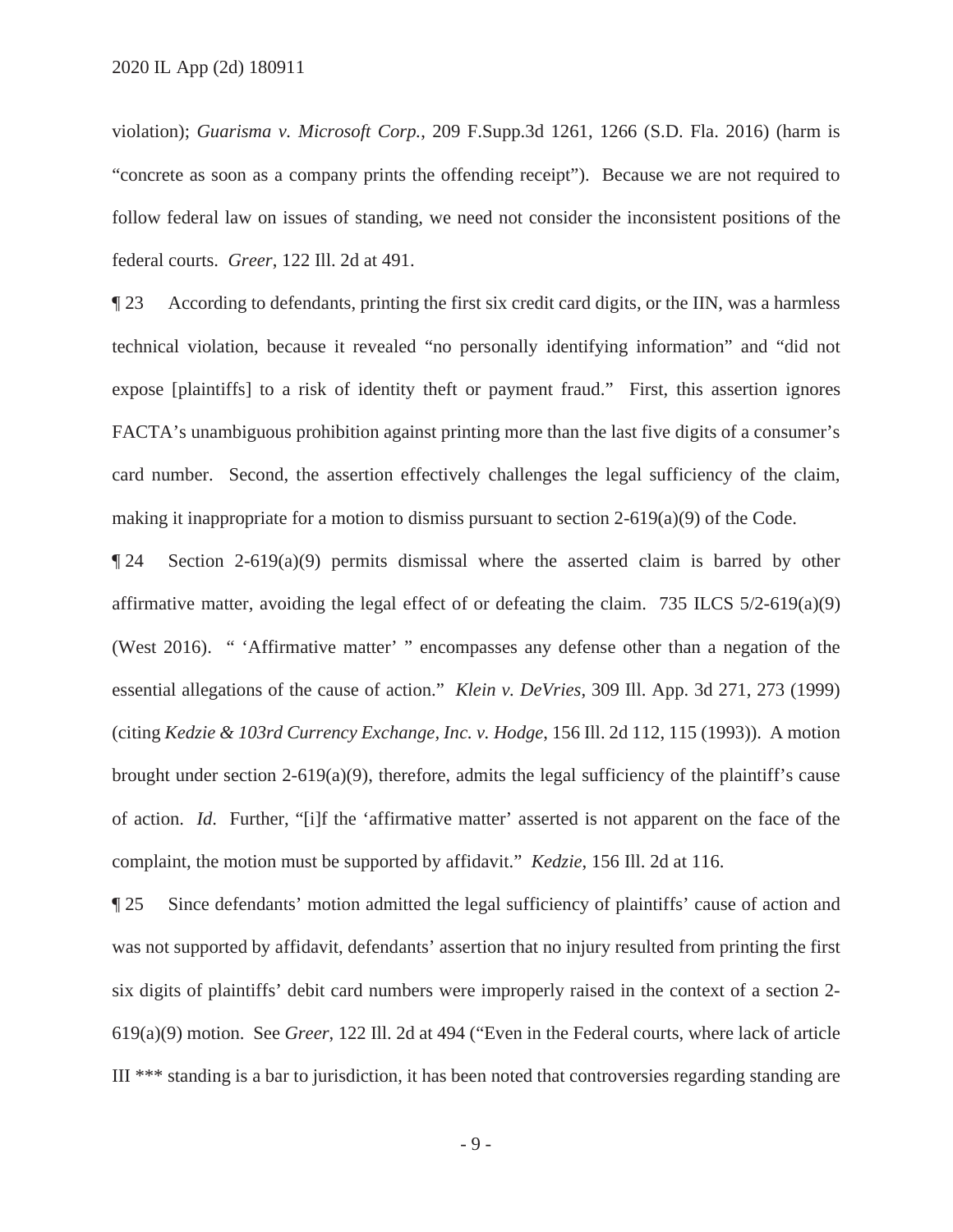violation); *Guarisma v. Microsoft Corp.*, 209 F.Supp.3d 1261, 1266 (S.D. Fla. 2016) (harm is "concrete as soon as a company prints the offending receipt"). Because we are not required to follow federal law on issues of standing, we need not consider the inconsistent positions of the federal courts. *Greer*, 122 Ill. 2d at 491.

¶ 23 According to defendants, printing the first six credit card digits, or the IIN, was a harmless technical violation, because it revealed "no personally identifying information" and "did not expose [plaintiffs] to a risk of identity theft or payment fraud." First, this assertion ignores FACTA's unambiguous prohibition against printing more than the last five digits of a consumer's card number. Second, the assertion effectively challenges the legal sufficiency of the claim, making it inappropriate for a motion to dismiss pursuant to section 2-619(a)(9) of the Code.

¶ 24 Section 2-619(a)(9) permits dismissal where the asserted claim is barred by other affirmative matter, avoiding the legal effect of or defeating the claim. 735 ILCS 5/2-619(a)(9) (West 2016). " 'Affirmative matter' " encompasses any defense other than a negation of the essential allegations of the cause of action." *Klein v. DeVries*, 309 Ill. App. 3d 271, 273 (1999) (citing *Kedzie & 103rd Currency Exchange, Inc. v. Hodge*, 156 Ill. 2d 112, 115 (1993)). A motion brought under section 2-619(a)(9), therefore, admits the legal sufficiency of the plaintiff's cause of action. *Id*. Further, "[i]f the 'affirmative matter' asserted is not apparent on the face of the complaint, the motion must be supported by affidavit." *Kedzie*, 156 Ill. 2d at 116.

¶ 25 Since defendants' motion admitted the legal sufficiency of plaintiffs' cause of action and was not supported by affidavit, defendants' assertion that no injury resulted from printing the first six digits of plaintiffs' debit card numbers were improperly raised in the context of a section 2-619(a)(9) motion. See *Greer*, 122 Ill. 2d at 494 ("Even in the Federal courts, where lack of article III *** standing is a bar to jurisdiction, it has been noted that controversies regarding standing are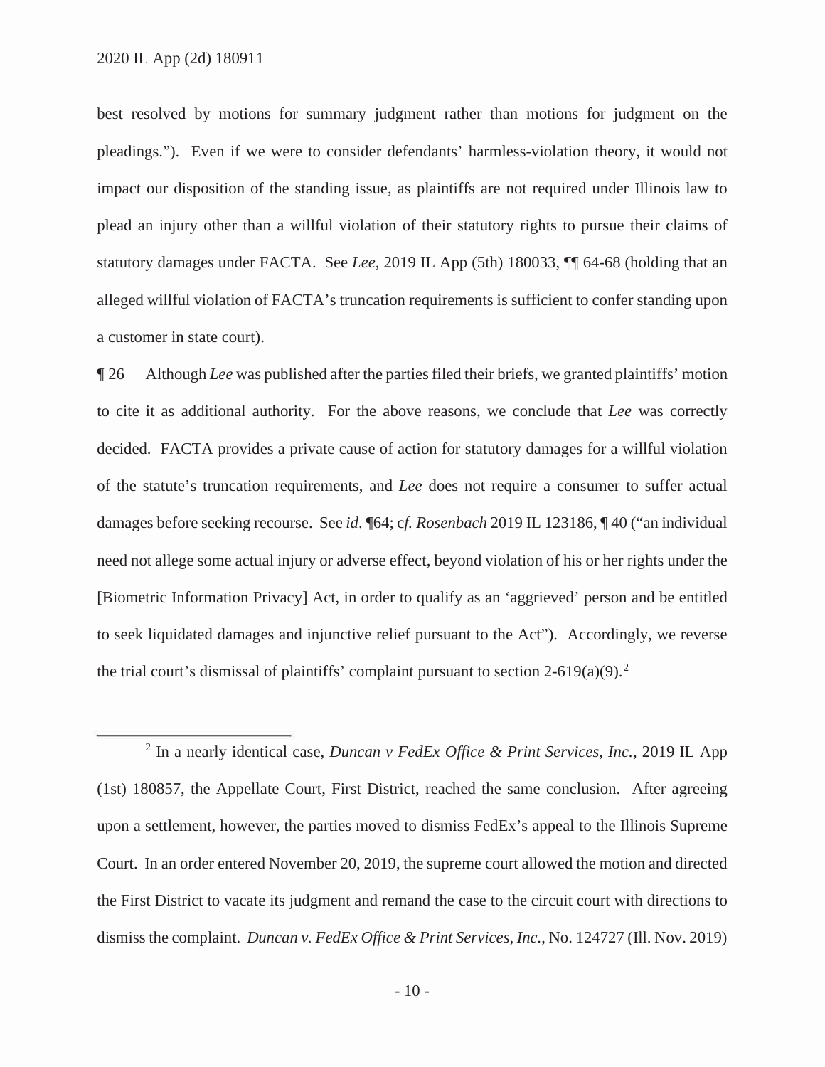best resolved by motions for summary judgment rather than motions for judgment on the pleadings."). Even if we were to consider defendants' harmless-violation theory, it would not impact our disposition of the standing issue, as plaintiffs are not required under Illinois law to plead an injury other than a willful violation of their statutory rights to pursue their claims of statutory damages under FACTA. See *Lee*, 2019 IL App (5th) 180033, ¶¶ 64-68 (holding that an alleged willful violation of FACTA's truncation requirements is sufficient to confer standing upon a customer in state court).

¶ 26 Although *Lee* was published after the parties filed their briefs, we granted plaintiffs' motion to cite it as additional authority. For the above reasons, we conclude that *Lee* was correctly decided. FACTA provides a private cause of action for statutory damages for a willful violation of the statute's truncation requirements, and *Lee* does not require a consumer to suffer actual damages before seeking recourse. See *id*. ¶64; c*f. Rosenbach* 2019 IL 123186, ¶ 40 ("an individual need not allege some actual injury or adverse effect, beyond violation of his or her rights under the [Biometric Information Privacy] Act, in order to qualify as an 'aggrieved' person and be entitled to seek liquidated damages and injunctive relief pursuant to the Act"). Accordingly, we reverse the trial court's dismissal of plaintiffs' complaint pursuant to section 2-619(a)(9).[2]

---

[2] In a nearly identical case, *Duncan v FedEx Office & Print Services, Inc.*, 2019 IL App (1st) 180857, the Appellate Court, First District, reached the same conclusion. After agreeing upon a settlement, however, the parties moved to dismiss FedEx's appeal to the Illinois Supreme Court. In an order entered November 20, 2019, the supreme court allowed the motion and directed the First District to vacate its judgment and remand the case to the circuit court with directions to dismiss the complaint. *Duncan v. FedEx Office & Print Services, Inc.*, No. 124727 (Ill. Nov. 2019)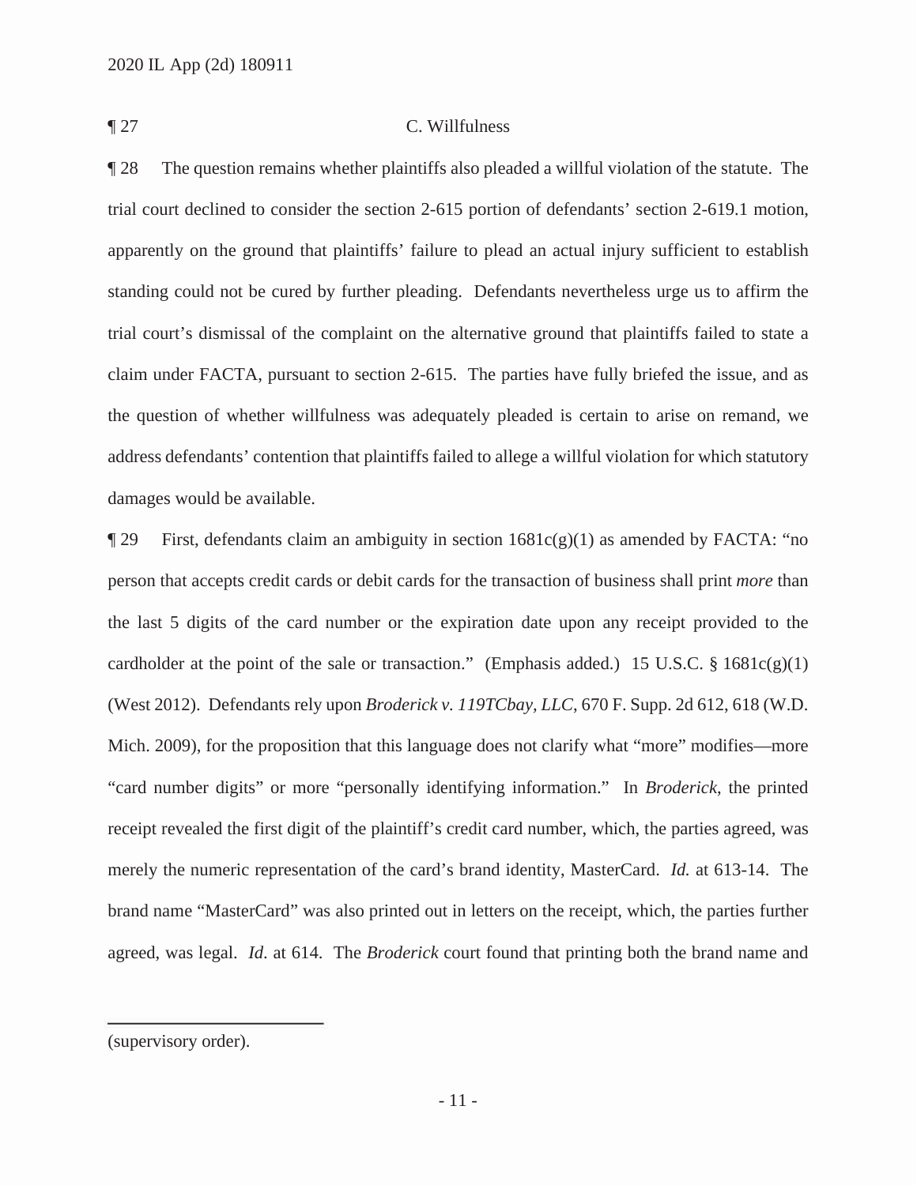¶ 27 C. Willfulness

¶ 28 The question remains whether plaintiffs also pleaded a willful violation of the statute. The trial court declined to consider the section 2-615 portion of defendants' section 2-619.1 motion, apparently on the ground that plaintiffs' failure to plead an actual injury sufficient to establish standing could not be cured by further pleading. Defendants nevertheless urge us to affirm the trial court's dismissal of the complaint on the alternative ground that plaintiffs failed to state a claim under FACTA, pursuant to section 2-615. The parties have fully briefed the issue, and as the question of whether willfulness was adequately pleaded is certain to arise on remand, we address defendants' contention that plaintiffs failed to allege a willful violation for which statutory damages would be available.

¶ 29 First, defendants claim an ambiguity in section 1681c(g)(1) as amended by FACTA: "no person that accepts credit cards or debit cards for the transaction of business shall print *more* than the last 5 digits of the card number or the expiration date upon any receipt provided to the cardholder at the point of the sale or transaction." (Emphasis added.) 15 U.S.C. § 1681c(g)(1) (West 2012). Defendants rely upon *Broderick v. 119TCbay, LLC*, 670 F. Supp. 2d 612, 618 (W.D. Mich. 2009), for the proposition that this language does not clarify what "more" modifies—more "card number digits" or more "personally identifying information." In *Broderick*, the printed receipt revealed the first digit of the plaintiff's credit card number, which, the parties agreed, was merely the numeric representation of the card's brand identity, MasterCard. *Id.* at 613-14. The brand name "MasterCard" was also printed out in letters on the receipt, which, the parties further agreed, was legal. *Id.* at 614. The *Broderick* court found that printing both the brand name and

---

(supervisory order).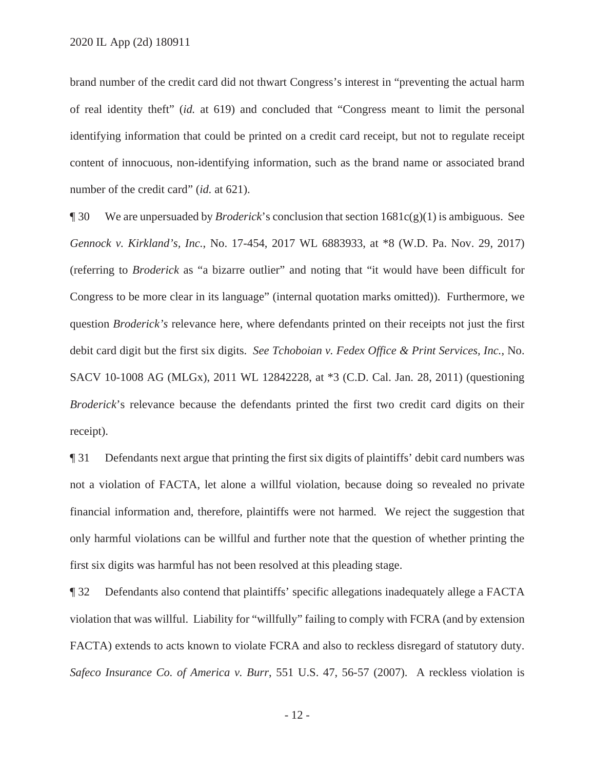brand number of the credit card did not thwart Congress's interest in "preventing the actual harm of real identity theft" (*id.* at 619) and concluded that "Congress meant to limit the personal identifying information that could be printed on a credit card receipt, but not to regulate receipt content of innocuous, non-identifying information, such as the brand name or associated brand number of the credit card" (*id.* at 621).

¶ 30 We are unpersuaded by *Broderick*'s conclusion that section 1681c(g)(1) is ambiguous. See *Gennock v. Kirkland's, Inc.*, No. 17-454, 2017 WL 6883933, at *8 (W.D. Pa. Nov. 29, 2017) (referring to *Broderick* as "a bizarre outlier" and noting that "it would have been difficult for Congress to be more clear in its language" (internal quotation marks omitted)). Furthermore, we question *Broderick's* relevance here, where defendants printed on their receipts not just the first debit card digit but the first six digits. *See Tchoboian v. Fedex Office & Print Services, Inc.*, No. SACV 10-1008 AG (MLGx), 2011 WL 12842228, at *3 (C.D. Cal. Jan. 28, 2011) (questioning *Broderick*'s relevance because the defendants printed the first two credit card digits on their receipt).

¶ 31 Defendants next argue that printing the first six digits of plaintiffs' debit card numbers was not a violation of FACTA, let alone a willful violation, because doing so revealed no private financial information and, therefore, plaintiffs were not harmed. We reject the suggestion that only harmful violations can be willful and further note that the question of whether printing the first six digits was harmful has not been resolved at this pleading stage.

¶ 32 Defendants also contend that plaintiffs' specific allegations inadequately allege a FACTA violation that was willful. Liability for "willfully" failing to comply with FCRA (and by extension FACTA) extends to acts known to violate FCRA and also to reckless disregard of statutory duty. *Safeco Insurance Co. of America v. Burr*, 551 U.S. 47, 56-57 (2007). A reckless violation is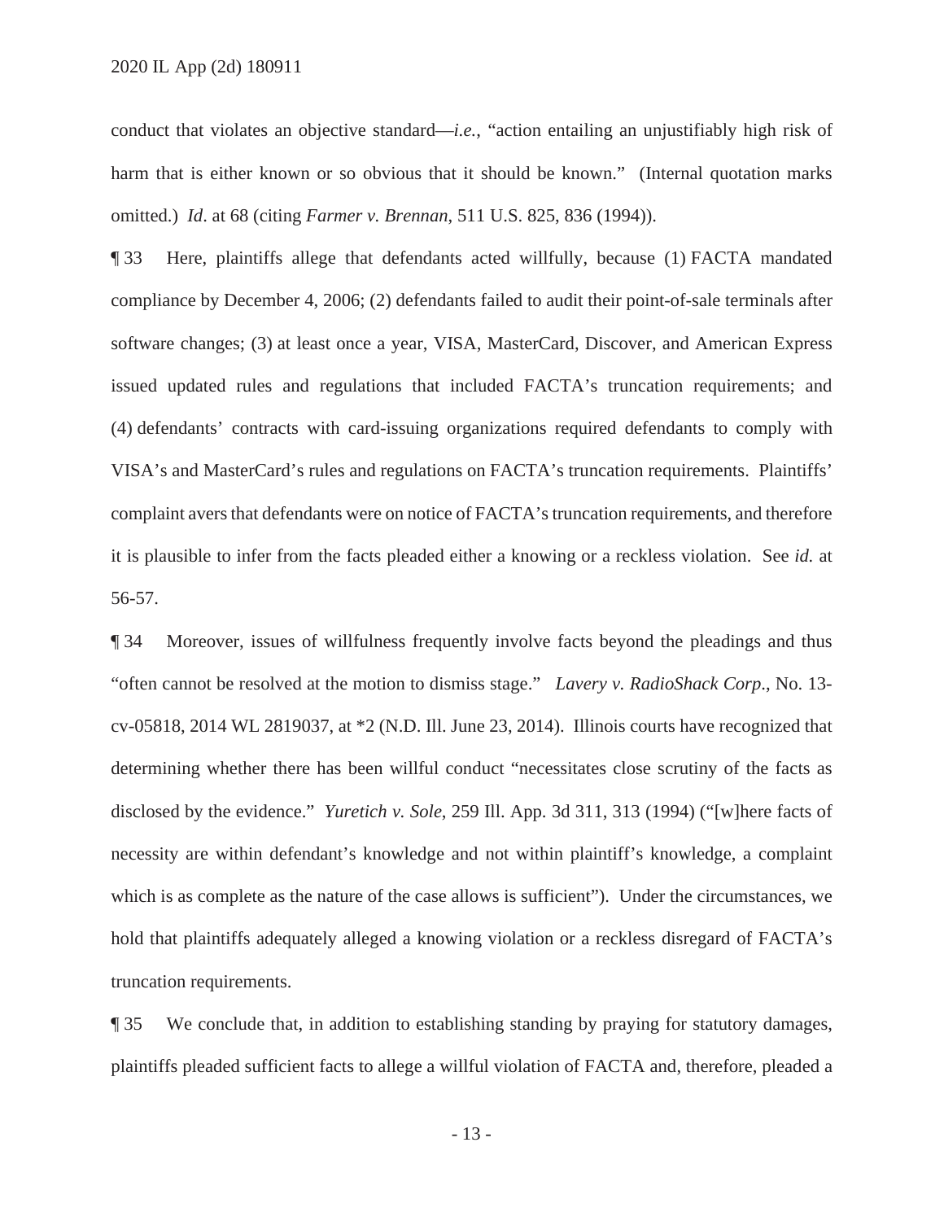conduct that violates an objective standard—*i.e.*, "action entailing an unjustifiably high risk of harm that is either known or so obvious that it should be known." (Internal quotation marks omitted.) *Id*. at 68 (citing *Farmer v. Brennan*, 511 U.S. 825, 836 (1994)).

¶ 33 Here, plaintiffs allege that defendants acted willfully, because (1) FACTA mandated compliance by December 4, 2006; (2) defendants failed to audit their point-of-sale terminals after software changes; (3) at least once a year, VISA, MasterCard, Discover, and American Express issued updated rules and regulations that included FACTA's truncation requirements; and (4) defendants' contracts with card-issuing organizations required defendants to comply with VISA's and MasterCard's rules and regulations on FACTA's truncation requirements. Plaintiffs' complaint avers that defendants were on notice of FACTA's truncation requirements, and therefore it is plausible to infer from the facts pleaded either a knowing or a reckless violation. See *id.* at 56-57.

¶ 34 Moreover, issues of willfulness frequently involve facts beyond the pleadings and thus "often cannot be resolved at the motion to dismiss stage." *Lavery v. RadioShack Corp*., No. 13-cv-05818, 2014 WL 2819037, at *2 (N.D. Ill. June 23, 2014). Illinois courts have recognized that determining whether there has been willful conduct "necessitates close scrutiny of the facts as disclosed by the evidence." *Yuretich v. Sole*, 259 Ill. App. 3d 311, 313 (1994) ("[w]here facts of necessity are within defendant's knowledge and not within plaintiff's knowledge, a complaint which is as complete as the nature of the case allows is sufficient"). Under the circumstances, we hold that plaintiffs adequately alleged a knowing violation or a reckless disregard of FACTA's truncation requirements.

¶ 35 We conclude that, in addition to establishing standing by praying for statutory damages, plaintiffs pleaded sufficient facts to allege a willful violation of FACTA and, therefore, pleaded a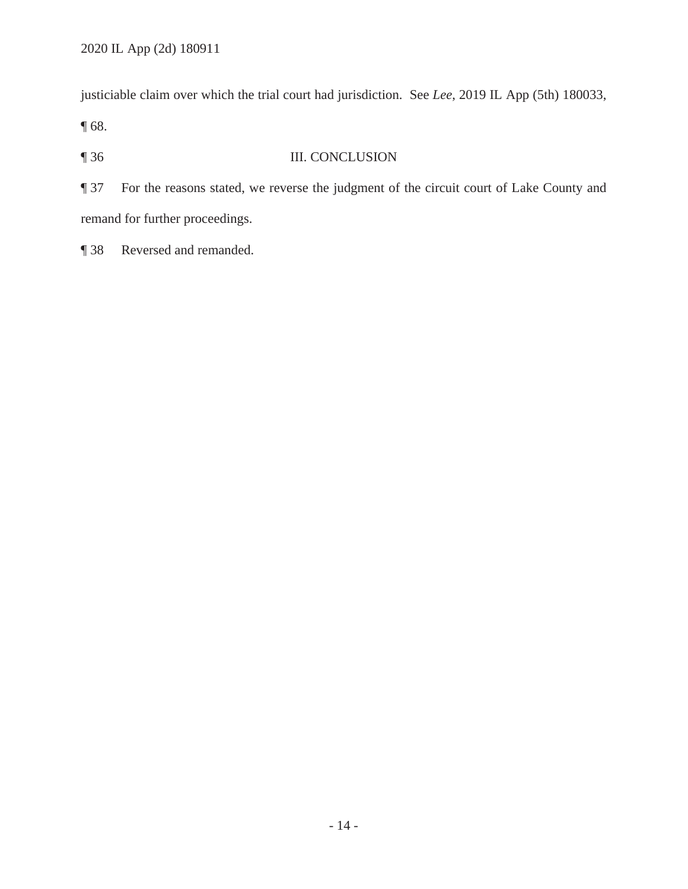justiciable claim over which the trial court had jurisdiction. See *Lee*, 2019 IL App (5th) 180033, ¶ 68.

¶ 36 III. CONCLUSION

¶ 37 For the reasons stated, we reverse the judgment of the circuit court of Lake County and remand for further proceedings.

¶ 38 Reversed and remanded.